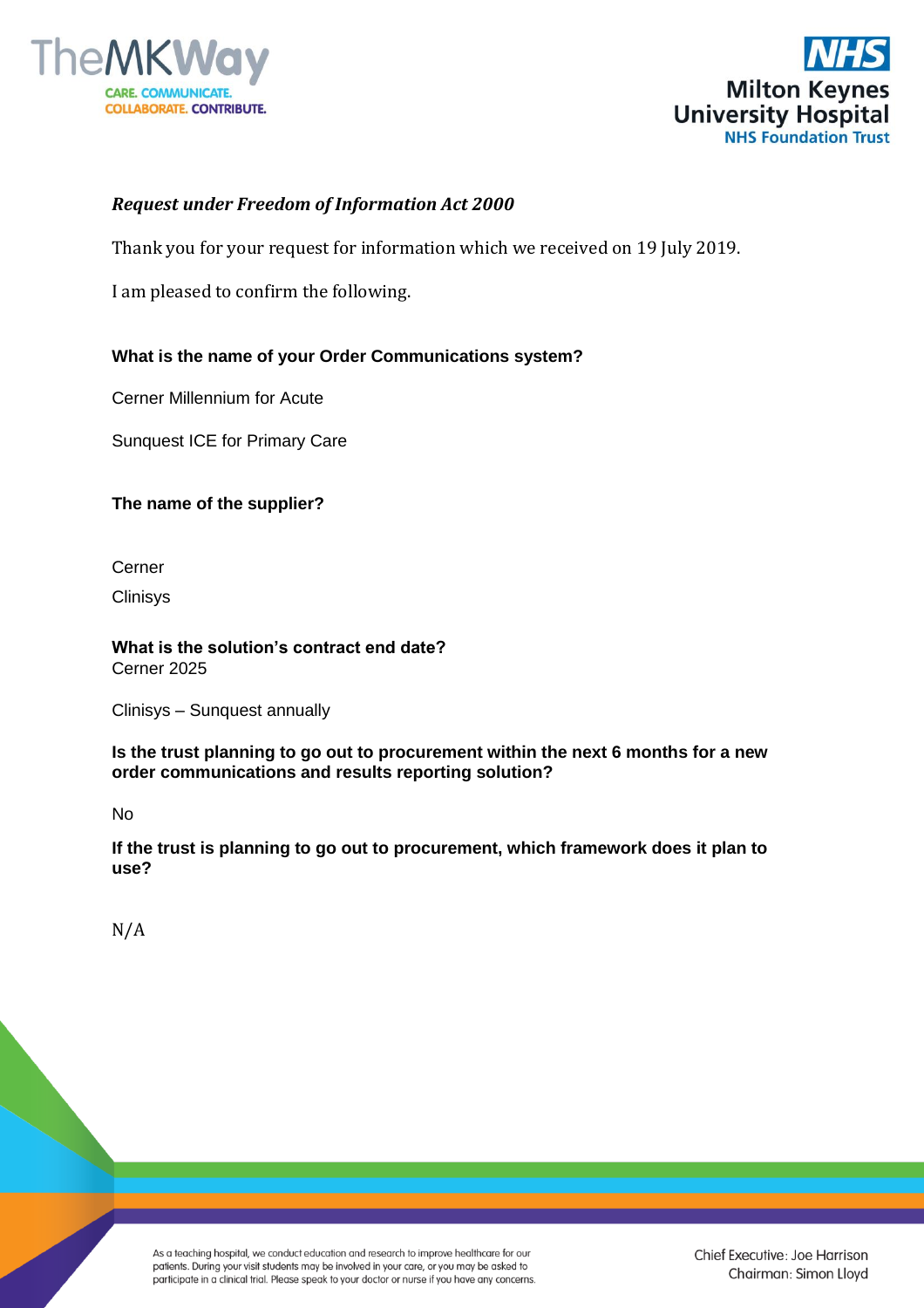***Request under Freedom of Information Act 2000***

Thank you for your request for information which we received on 19 July 2019.

I am pleased to confirm the following.

**What is the name of your Order Communications system?**

Cerner Millennium for Acute

Sunquest ICE for Primary Care

**The name of the supplier?**

Cerner

Clinisys

**What is the solution's contract end date?**
Cerner 2025

Clinisys – Sunquest annually

**Is the trust planning to go out to procurement within the next 6 months for a new order communications and results reporting solution?**

No

**If the trust is planning to go out to procurement, which framework does it plan to use?**

N/A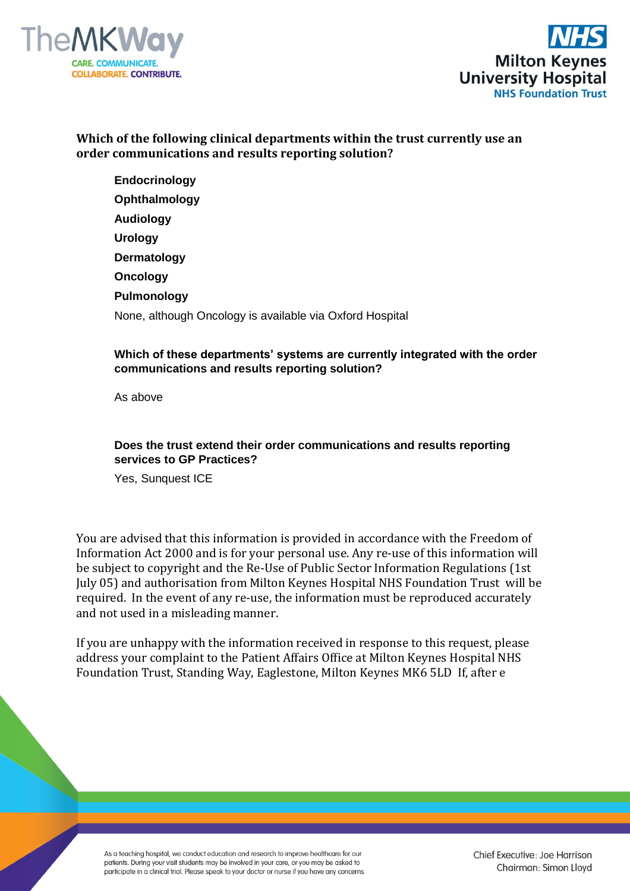**Which of the following clinical departments within the trust currently use an order communications and results reporting solution?**

- **Endocrinology**
- **Ophthalmology**
- **Audiology**
- **Urology**
- **Dermatology**
- **Oncology**
- **Pulmonology**

None, although Oncology is available via Oxford Hospital

**Which of these departments' systems are currently integrated with the order communications and results reporting solution?**

As above

**Does the trust extend their order communications and results reporting services to GP Practices?**

Yes, Sunquest ICE

You are advised that this information is provided in accordance with the Freedom of Information Act 2000 and is for your personal use. Any re-use of this information will be subject to copyright and the Re-Use of Public Sector Information Regulations (1st July 05) and authorisation from Milton Keynes Hospital NHS Foundation Trust will be required. In the event of any re-use, the information must be reproduced accurately and not used in a misleading manner.

If you are unhappy with the information received in response to this request, please address your complaint to the Patient Affairs Office at Milton Keynes Hospital NHS Foundation Trust, Standing Way, Eaglestone, Milton Keynes MK6 5LD If, after e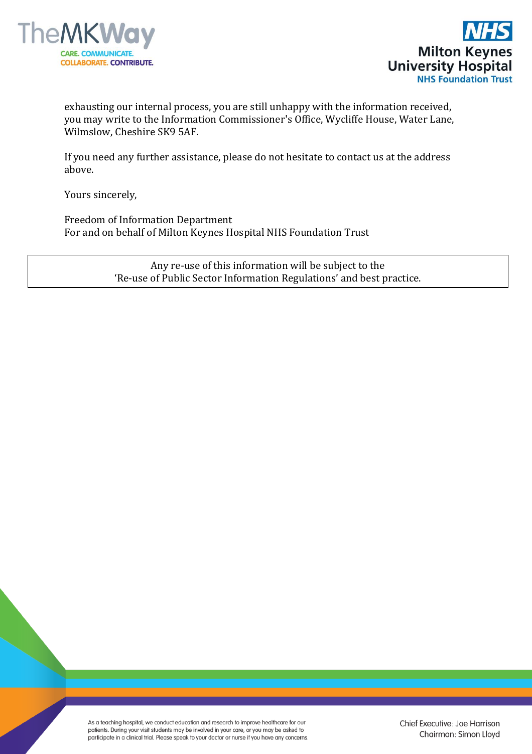exhausting our internal process, you are still unhappy with the information received, you may write to the Information Commissioner's Office, Wycliffe House, Water Lane, Wilmslow, Cheshire SK9 5AF.

If you need any further assistance, please do not hesitate to contact us at the address above.

Yours sincerely,

Freedom of Information Department
For and on behalf of Milton Keynes Hospital NHS Foundation Trust

Any re-use of this information will be subject to the
'Re-use of Public Sector Information Regulations' and best practice.